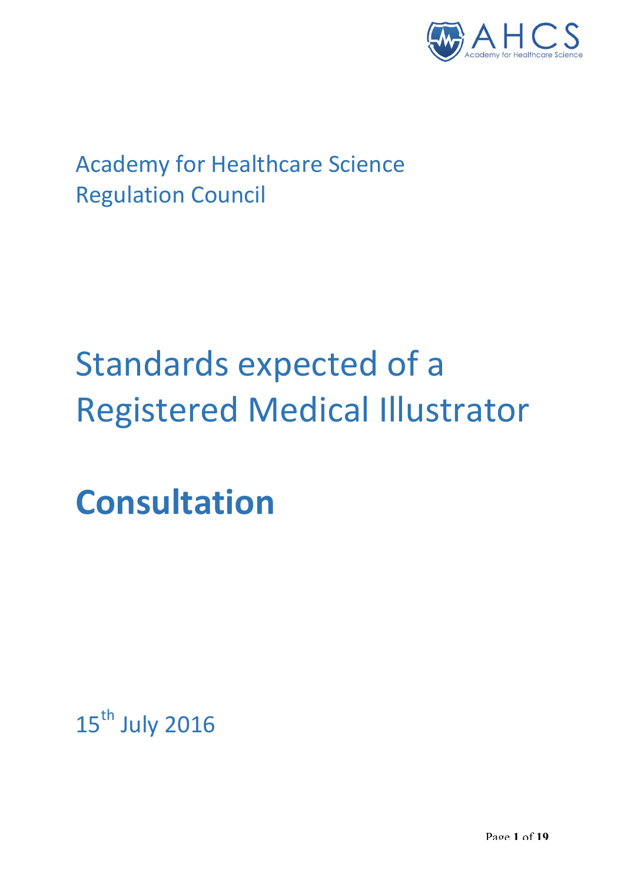Academy for Healthcare Science
Regulation Council

# Standards expected of a Registered Medical Illustrator

# Consultation

15th July 2016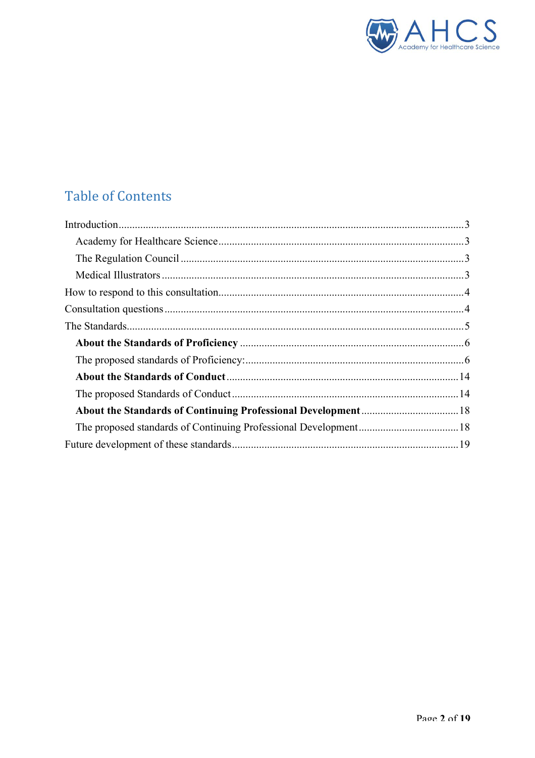## Table of Contents

Introduction .......... 3

- Academy for Healthcare Science .......... 3
- The Regulation Council .......... 3
- Medical Illustrators .......... 3

How to respond to this consultation .......... 4

Consultation questions .......... 4

The Standards .......... 5

- **About the Standards of Proficiency** .......... 6
- The proposed standards of Proficiency: .......... 6
- **About the Standards of Conduct** .......... 14
- The proposed Standards of Conduct .......... 14
- **About the Standards of Continuing Professional Development** .......... 18
- The proposed standards of Continuing Professional Development .......... 18

Future development of these standards .......... 19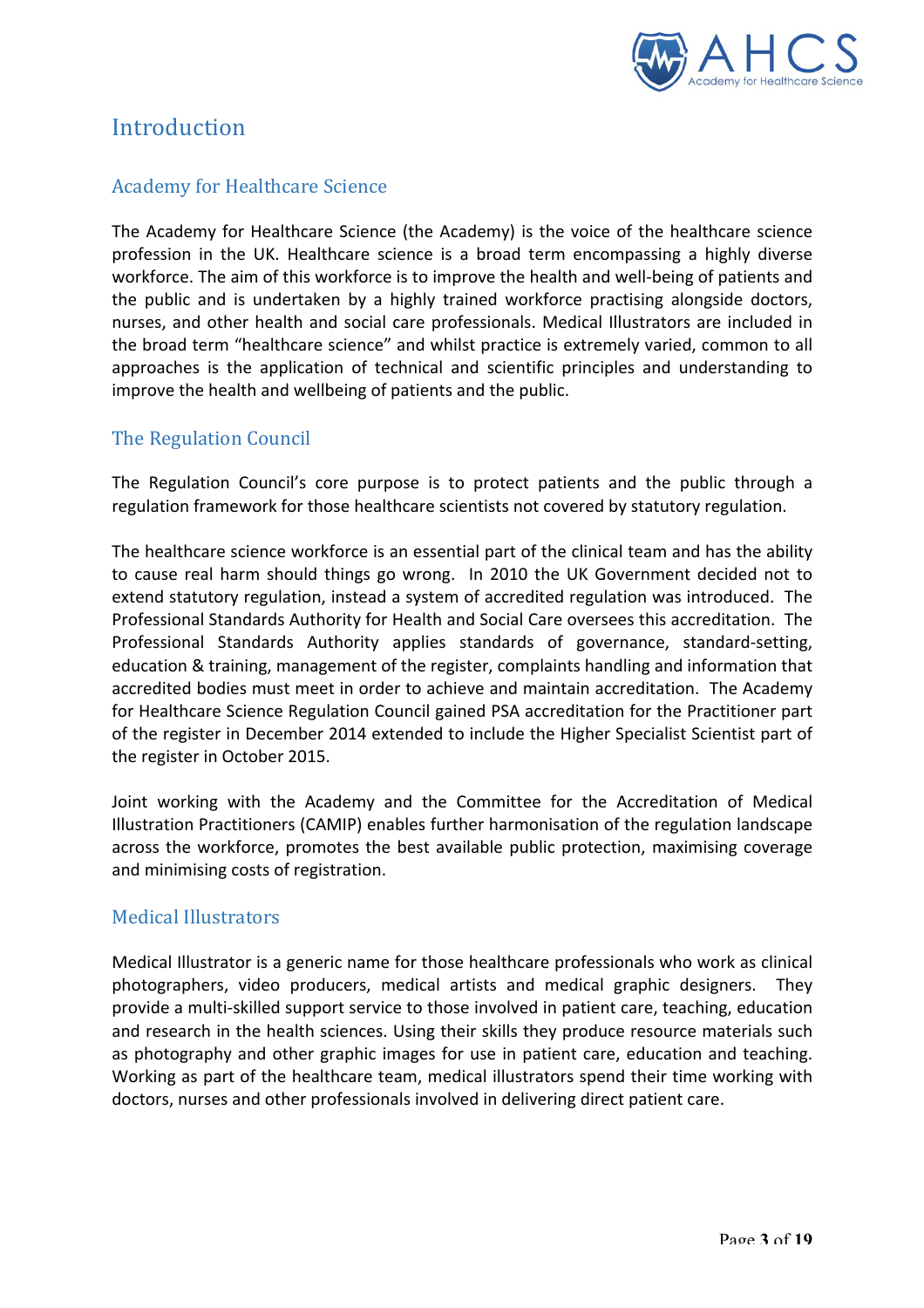# Introduction

## Academy for Healthcare Science

The Academy for Healthcare Science (the Academy) is the voice of the healthcare science profession in the UK. Healthcare science is a broad term encompassing a highly diverse workforce. The aim of this workforce is to improve the health and well-being of patients and the public and is undertaken by a highly trained workforce practising alongside doctors, nurses, and other health and social care professionals. Medical Illustrators are included in the broad term "healthcare science" and whilst practice is extremely varied, common to all approaches is the application of technical and scientific principles and understanding to improve the health and wellbeing of patients and the public.

## The Regulation Council

The Regulation Council's core purpose is to protect patients and the public through a regulation framework for those healthcare scientists not covered by statutory regulation.

The healthcare science workforce is an essential part of the clinical team and has the ability to cause real harm should things go wrong. In 2010 the UK Government decided not to extend statutory regulation, instead a system of accredited regulation was introduced. The Professional Standards Authority for Health and Social Care oversees this accreditation. The Professional Standards Authority applies standards of governance, standard-setting, education & training, management of the register, complaints handling and information that accredited bodies must meet in order to achieve and maintain accreditation. The Academy for Healthcare Science Regulation Council gained PSA accreditation for the Practitioner part of the register in December 2014 extended to include the Higher Specialist Scientist part of the register in October 2015.

Joint working with the Academy and the Committee for the Accreditation of Medical Illustration Practitioners (CAMIP) enables further harmonisation of the regulation landscape across the workforce, promotes the best available public protection, maximising coverage and minimising costs of registration.

## Medical Illustrators

Medical Illustrator is a generic name for those healthcare professionals who work as clinical photographers, video producers, medical artists and medical graphic designers. They provide a multi-skilled support service to those involved in patient care, teaching, education and research in the health sciences. Using their skills they produce resource materials such as photography and other graphic images for use in patient care, education and teaching. Working as part of the healthcare team, medical illustrators spend their time working with doctors, nurses and other professionals involved in delivering direct patient care.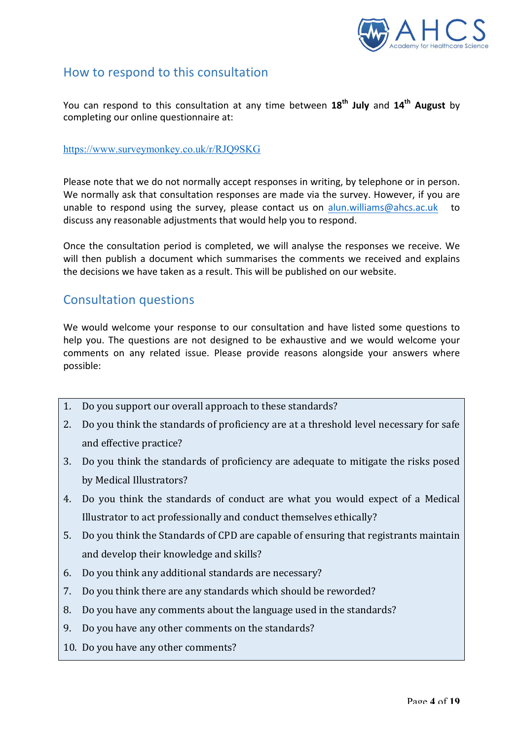## How to respond to this consultation

You can respond to this consultation at any time between **18th July** and **14th August** by completing our online questionnaire at:

https://www.surveymonkey.co.uk/r/RJQ9SKG

Please note that we do not normally accept responses in writing, by telephone or in person. We normally ask that consultation responses are made via the survey. However, if you are unable to respond using the survey, please contact us on alun.williams@ahcs.ac.uk to discuss any reasonable adjustments that would help you to respond.

Once the consultation period is completed, we will analyse the responses we receive. We will then publish a document which summarises the comments we received and explains the decisions we have taken as a result. This will be published on our website.

## Consultation questions

We would welcome your response to our consultation and have listed some questions to help you. The questions are not designed to be exhaustive and we would welcome your comments on any related issue. Please provide reasons alongside your answers where possible:

1. Do you support our overall approach to these standards?
2. Do you think the standards of proficiency are at a threshold level necessary for safe and effective practice?
3. Do you think the standards of proficiency are adequate to mitigate the risks posed by Medical Illustrators?
4. Do you think the standards of conduct are what you would expect of a Medical Illustrator to act professionally and conduct themselves ethically?
5. Do you think the Standards of CPD are capable of ensuring that registrants maintain and develop their knowledge and skills?
6. Do you think any additional standards are necessary?
7. Do you think there are any standards which should be reworded?
8. Do you have any comments about the language used in the standards?
9. Do you have any other comments on the standards?
10. Do you have any other comments?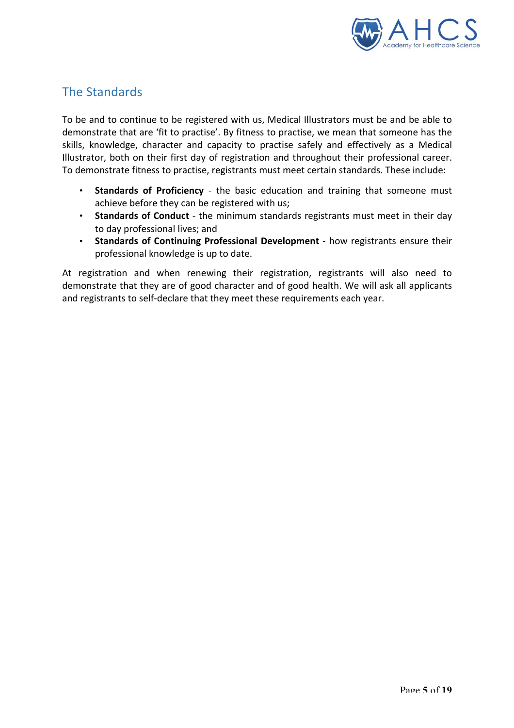## The Standards

To be and to continue to be registered with us, Medical Illustrators must be and be able to demonstrate that are 'fit to practise'. By fitness to practise, we mean that someone has the skills, knowledge, character and capacity to practise safely and effectively as a Medical Illustrator, both on their first day of registration and throughout their professional career. To demonstrate fitness to practise, registrants must meet certain standards. These include:

- **Standards of Proficiency** - the basic education and training that someone must achieve before they can be registered with us;
- **Standards of Conduct** - the minimum standards registrants must meet in their day to day professional lives; and
- **Standards of Continuing Professional Development** - how registrants ensure their professional knowledge is up to date.

At registration and when renewing their registration, registrants will also need to demonstrate that they are of good character and of good health. We will ask all applicants and registrants to self-declare that they meet these requirements each year.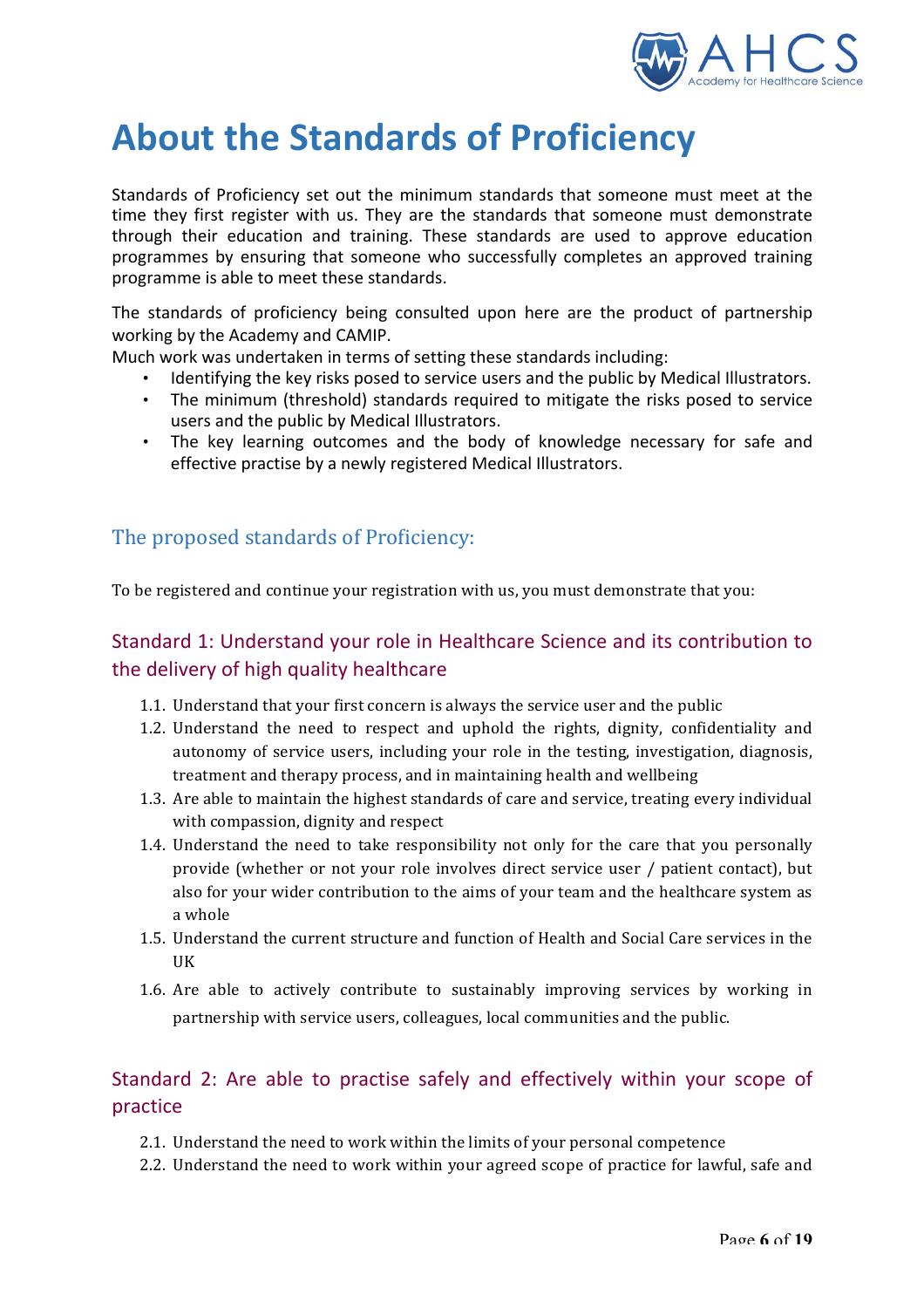# About the Standards of Proficiency

Standards of Proficiency set out the minimum standards that someone must meet at the time they first register with us. They are the standards that someone must demonstrate through their education and training. These standards are used to approve education programmes by ensuring that someone who successfully completes an approved training programme is able to meet these standards.

The standards of proficiency being consulted upon here are the product of partnership working by the Academy and CAMIP.

Much work was undertaken in terms of setting these standards including:

- Identifying the key risks posed to service users and the public by Medical Illustrators.
- The minimum (threshold) standards required to mitigate the risks posed to service users and the public by Medical Illustrators.
- The key learning outcomes and the body of knowledge necessary for safe and effective practise by a newly registered Medical Illustrators.

## The proposed standards of Proficiency:

To be registered and continue your registration with us, you must demonstrate that you:

### Standard 1: Understand your role in Healthcare Science and its contribution to the delivery of high quality healthcare

1.1. Understand that your first concern is always the service user and the public

1.2. Understand the need to respect and uphold the rights, dignity, confidentiality and autonomy of service users, including your role in the testing, investigation, diagnosis, treatment and therapy process, and in maintaining health and wellbeing

1.3. Are able to maintain the highest standards of care and service, treating every individual with compassion, dignity and respect

1.4. Understand the need to take responsibility not only for the care that you personally provide (whether or not your role involves direct service user / patient contact), but also for your wider contribution to the aims of your team and the healthcare system as a whole

1.5. Understand the current structure and function of Health and Social Care services in the UK

1.6. Are able to actively contribute to sustainably improving services by working in partnership with service users, colleagues, local communities and the public.

### Standard 2: Are able to practise safely and effectively within your scope of practice

2.1. Understand the need to work within the limits of your personal competence

2.2. Understand the need to work within your agreed scope of practice for lawful, safe and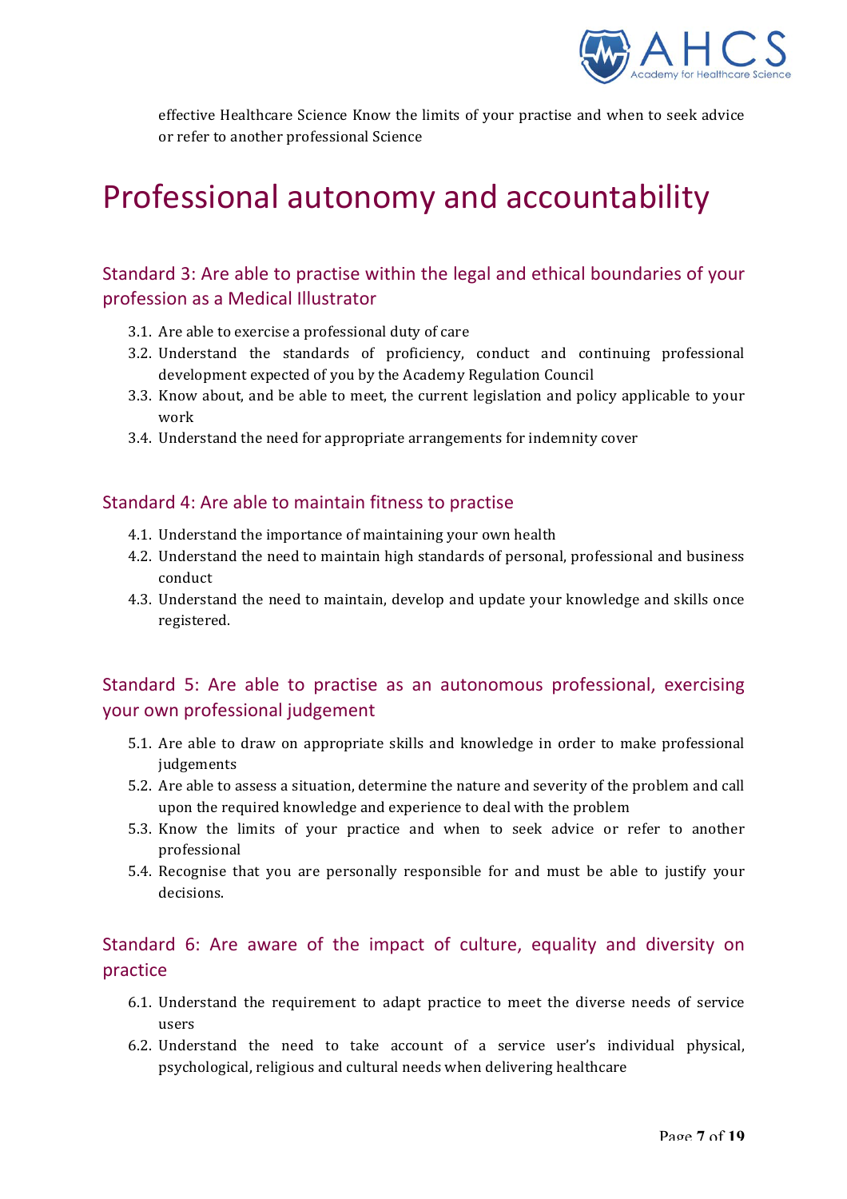effective Healthcare Science Know the limits of your practise and when to seek advice or refer to another professional Science

# Professional autonomy and accountability

## Standard 3: Are able to practise within the legal and ethical boundaries of your profession as a Medical Illustrator

3.1. Are able to exercise a professional duty of care
3.2. Understand the standards of proficiency, conduct and continuing professional development expected of you by the Academy Regulation Council
3.3. Know about, and be able to meet, the current legislation and policy applicable to your work
3.4. Understand the need for appropriate arrangements for indemnity cover

## Standard 4: Are able to maintain fitness to practise

4.1. Understand the importance of maintaining your own health
4.2. Understand the need to maintain high standards of personal, professional and business conduct
4.3. Understand the need to maintain, develop and update your knowledge and skills once registered.

## Standard 5: Are able to practise as an autonomous professional, exercising your own professional judgement

5.1. Are able to draw on appropriate skills and knowledge in order to make professional judgements
5.2. Are able to assess a situation, determine the nature and severity of the problem and call upon the required knowledge and experience to deal with the problem
5.3. Know the limits of your practice and when to seek advice or refer to another professional
5.4. Recognise that you are personally responsible for and must be able to justify your decisions.

## Standard 6: Are aware of the impact of culture, equality and diversity on practice

6.1. Understand the requirement to adapt practice to meet the diverse needs of service users
6.2. Understand the need to take account of a service user's individual physical, psychological, religious and cultural needs when delivering healthcare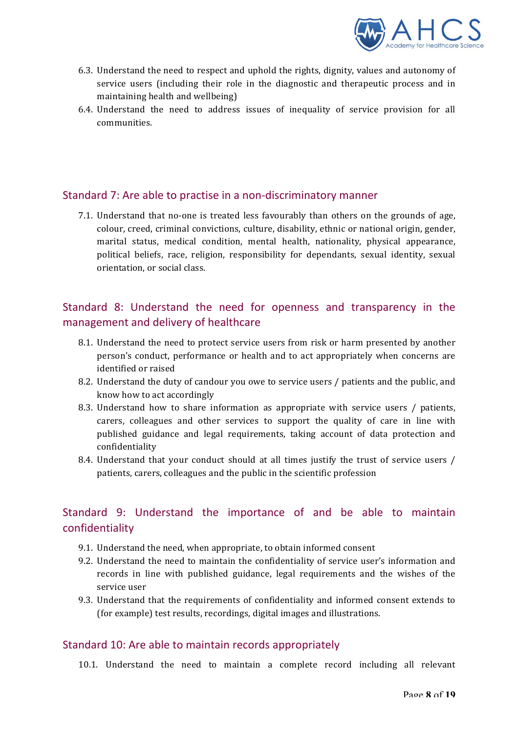6.3. Understand the need to respect and uphold the rights, dignity, values and autonomy of service users (including their role in the diagnostic and therapeutic process and in maintaining health and wellbeing)

6.4. Understand the need to address issues of inequality of service provision for all communities.

## Standard 7: Are able to practise in a non-discriminatory manner

7.1. Understand that no-one is treated less favourably than others on the grounds of age, colour, creed, criminal convictions, culture, disability, ethnic or national origin, gender, marital status, medical condition, mental health, nationality, physical appearance, political beliefs, race, religion, responsibility for dependants, sexual identity, sexual orientation, or social class.

## Standard 8: Understand the need for openness and transparency in the management and delivery of healthcare

8.1. Understand the need to protect service users from risk or harm presented by another person's conduct, performance or health and to act appropriately when concerns are identified or raised

8.2. Understand the duty of candour you owe to service users / patients and the public, and know how to act accordingly

8.3. Understand how to share information as appropriate with service users / patients, carers, colleagues and other services to support the quality of care in line with published guidance and legal requirements, taking account of data protection and confidentiality

8.4. Understand that your conduct should at all times justify the trust of service users / patients, carers, colleagues and the public in the scientific profession

## Standard 9: Understand the importance of and be able to maintain confidentiality

9.1. Understand the need, when appropriate, to obtain informed consent

9.2. Understand the need to maintain the confidentiality of service user's information and records in line with published guidance, legal requirements and the wishes of the service user

9.3. Understand that the requirements of confidentiality and informed consent extends to (for example) test results, recordings, digital images and illustrations.

## Standard 10: Are able to maintain records appropriately

10.1. Understand the need to maintain a complete record including all relevant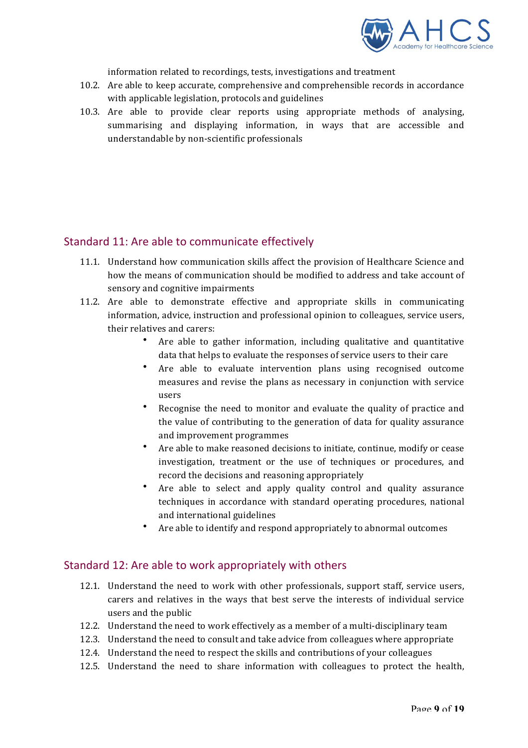information related to recordings, tests, investigations and treatment

10.2. Are able to keep accurate, comprehensive and comprehensible records in accordance with applicable legislation, protocols and guidelines

10.3. Are able to provide clear reports using appropriate methods of analysing, summarising and displaying information, in ways that are accessible and understandable by non-scientific professionals

## Standard 11: Are able to communicate effectively

11.1. Understand how communication skills affect the provision of Healthcare Science and how the means of communication should be modified to address and take account of sensory and cognitive impairments

11.2. Are able to demonstrate effective and appropriate skills in communicating information, advice, instruction and professional opinion to colleagues, service users, their relatives and carers:

- Are able to gather information, including qualitative and quantitative data that helps to evaluate the responses of service users to their care
- Are able to evaluate intervention plans using recognised outcome measures and revise the plans as necessary in conjunction with service users
- Recognise the need to monitor and evaluate the quality of practice and the value of contributing to the generation of data for quality assurance and improvement programmes
- Are able to make reasoned decisions to initiate, continue, modify or cease investigation, treatment or the use of techniques or procedures, and record the decisions and reasoning appropriately
- Are able to select and apply quality control and quality assurance techniques in accordance with standard operating procedures, national and international guidelines
- Are able to identify and respond appropriately to abnormal outcomes

## Standard 12: Are able to work appropriately with others

12.1. Understand the need to work with other professionals, support staff, service users, carers and relatives in the ways that best serve the interests of individual service users and the public

12.2. Understand the need to work effectively as a member of a multi-disciplinary team

12.3. Understand the need to consult and take advice from colleagues where appropriate

12.4. Understand the need to respect the skills and contributions of your colleagues

12.5. Understand the need to share information with colleagues to protect the health,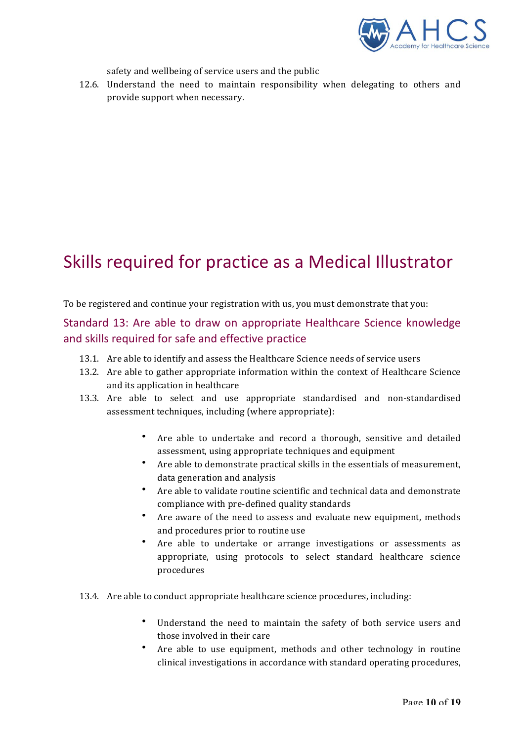safety and wellbeing of service users and the public

12.6. Understand the need to maintain responsibility when delegating to others and provide support when necessary.

# Skills required for practice as a Medical Illustrator

To be registered and continue your registration with us, you must demonstrate that you:

## Standard 13: Are able to draw on appropriate Healthcare Science knowledge and skills required for safe and effective practice

13.1. Are able to identify and assess the Healthcare Science needs of service users

13.2. Are able to gather appropriate information within the context of Healthcare Science and its application in healthcare

13.3. Are able to select and use appropriate standardised and non-standardised assessment techniques, including (where appropriate):

- Are able to undertake and record a thorough, sensitive and detailed assessment, using appropriate techniques and equipment
- Are able to demonstrate practical skills in the essentials of measurement, data generation and analysis
- Are able to validate routine scientific and technical data and demonstrate compliance with pre-defined quality standards
- Are aware of the need to assess and evaluate new equipment, methods and procedures prior to routine use
- Are able to undertake or arrange investigations or assessments as appropriate, using protocols to select standard healthcare science procedures

13.4. Are able to conduct appropriate healthcare science procedures, including:

- Understand the need to maintain the safety of both service users and those involved in their care
- Are able to use equipment, methods and other technology in routine clinical investigations in accordance with standard operating procedures,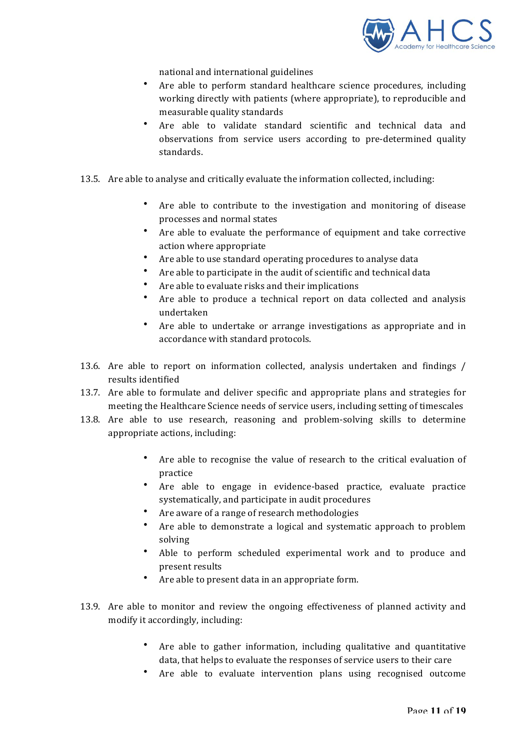national and international guidelines

- Are able to perform standard healthcare science procedures, including working directly with patients (where appropriate), to reproducible and measurable quality standards
- Are able to validate standard scientific and technical data and observations from service users according to pre-determined quality standards.

13.5. Are able to analyse and critically evaluate the information collected, including:

- Are able to contribute to the investigation and monitoring of disease processes and normal states
- Are able to evaluate the performance of equipment and take corrective action where appropriate
- Are able to use standard operating procedures to analyse data
- Are able to participate in the audit of scientific and technical data
- Are able to evaluate risks and their implications
- Are able to produce a technical report on data collected and analysis undertaken
- Are able to undertake or arrange investigations as appropriate and in accordance with standard protocols.

13.6. Are able to report on information collected, analysis undertaken and findings / results identified

13.7. Are able to formulate and deliver specific and appropriate plans and strategies for meeting the Healthcare Science needs of service users, including setting of timescales

13.8. Are able to use research, reasoning and problem-solving skills to determine appropriate actions, including:

- Are able to recognise the value of research to the critical evaluation of practice
- Are able to engage in evidence-based practice, evaluate practice systematically, and participate in audit procedures
- Are aware of a range of research methodologies
- Are able to demonstrate a logical and systematic approach to problem solving
- Able to perform scheduled experimental work and to produce and present results
- Are able to present data in an appropriate form.

13.9. Are able to monitor and review the ongoing effectiveness of planned activity and modify it accordingly, including:

- Are able to gather information, including qualitative and quantitative data, that helps to evaluate the responses of service users to their care
- Are able to evaluate intervention plans using recognised outcome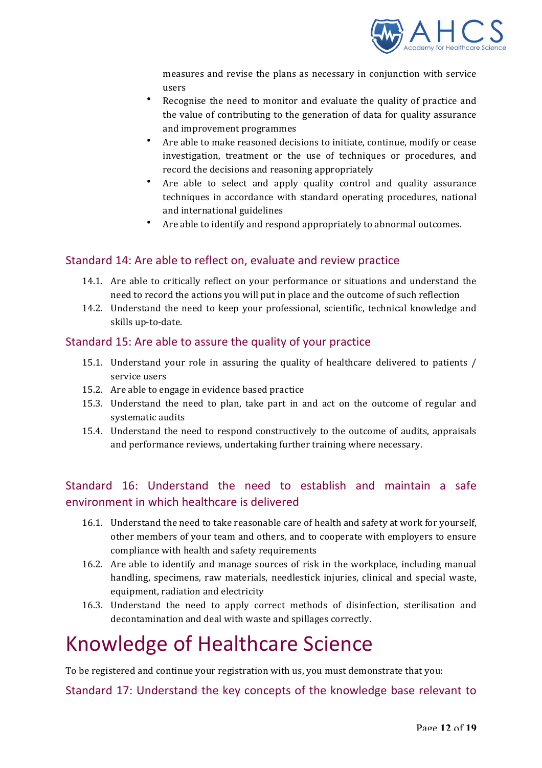measures and revise the plans as necessary in conjunction with service users

- Recognise the need to monitor and evaluate the quality of practice and the value of contributing to the generation of data for quality assurance and improvement programmes
- Are able to make reasoned decisions to initiate, continue, modify or cease investigation, treatment or the use of techniques or procedures, and record the decisions and reasoning appropriately
- Are able to select and apply quality control and quality assurance techniques in accordance with standard operating procedures, national and international guidelines
- Are able to identify and respond appropriately to abnormal outcomes.

### Standard 14: Are able to reflect on, evaluate and review practice

14.1. Are able to critically reflect on your performance or situations and understand the need to record the actions you will put in place and the outcome of such reflection

14.2. Understand the need to keep your professional, scientific, technical knowledge and skills up-to-date.

### Standard 15: Are able to assure the quality of your practice

15.1. Understand your role in assuring the quality of healthcare delivered to patients / service users

15.2. Are able to engage in evidence based practice

15.3. Understand the need to plan, take part in and act on the outcome of regular and systematic audits

15.4. Understand the need to respond constructively to the outcome of audits, appraisals and performance reviews, undertaking further training where necessary.

### Standard 16: Understand the need to establish and maintain a safe environment in which healthcare is delivered

16.1. Understand the need to take reasonable care of health and safety at work for yourself, other members of your team and others, and to cooperate with employers to ensure compliance with health and safety requirements

16.2. Are able to identify and manage sources of risk in the workplace, including manual handling, specimens, raw materials, needlestick injuries, clinical and special waste, equipment, radiation and electricity

16.3. Understand the need to apply correct methods of disinfection, sterilisation and decontamination and deal with waste and spillages correctly.

# Knowledge of Healthcare Science

To be registered and continue your registration with us, you must demonstrate that you:

### Standard 17: Understand the key concepts of the knowledge base relevant to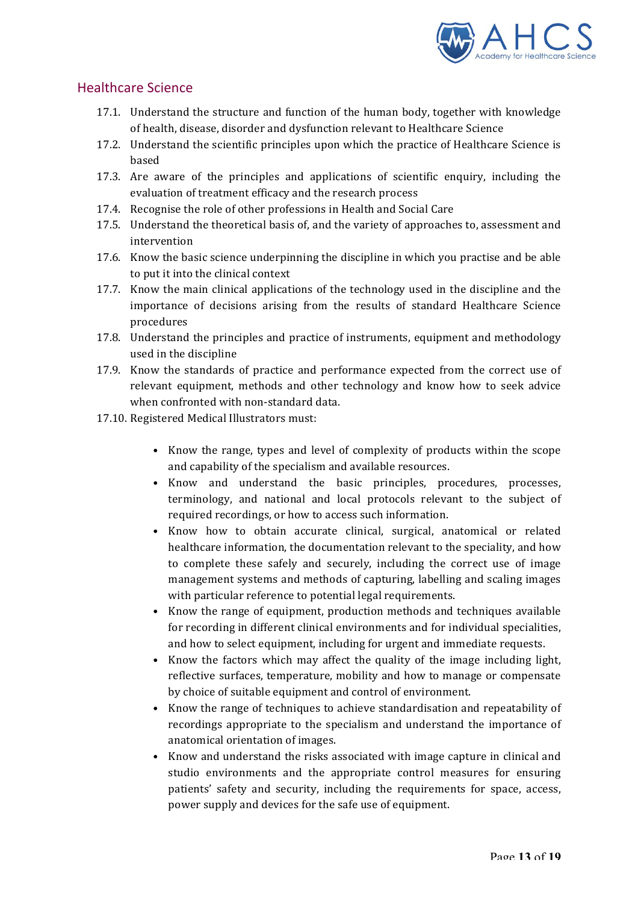## Healthcare Science

17.1. Understand the structure and function of the human body, together with knowledge of health, disease, disorder and dysfunction relevant to Healthcare Science

17.2. Understand the scientific principles upon which the practice of Healthcare Science is based

17.3. Are aware of the principles and applications of scientific enquiry, including the evaluation of treatment efficacy and the research process

17.4. Recognise the role of other professions in Health and Social Care

17.5. Understand the theoretical basis of, and the variety of approaches to, assessment and intervention

17.6. Know the basic science underpinning the discipline in which you practise and be able to put it into the clinical context

17.7. Know the main clinical applications of the technology used in the discipline and the importance of decisions arising from the results of standard Healthcare Science procedures

17.8. Understand the principles and practice of instruments, equipment and methodology used in the discipline

17.9. Know the standards of practice and performance expected from the correct use of relevant equipment, methods and other technology and know how to seek advice when confronted with non-standard data.

17.10. Registered Medical Illustrators must:

- Know the range, types and level of complexity of products within the scope and capability of the specialism and available resources.
- Know and understand the basic principles, procedures, processes, terminology, and national and local protocols relevant to the subject of required recordings, or how to access such information.
- Know how to obtain accurate clinical, surgical, anatomical or related healthcare information, the documentation relevant to the speciality, and how to complete these safely and securely, including the correct use of image management systems and methods of capturing, labelling and scaling images with particular reference to potential legal requirements.
- Know the range of equipment, production methods and techniques available for recording in different clinical environments and for individual specialities, and how to select equipment, including for urgent and immediate requests.
- Know the factors which may affect the quality of the image including light, reflective surfaces, temperature, mobility and how to manage or compensate by choice of suitable equipment and control of environment.
- Know the range of techniques to achieve standardisation and repeatability of recordings appropriate to the specialism and understand the importance of anatomical orientation of images.
- Know and understand the risks associated with image capture in clinical and studio environments and the appropriate control measures for ensuring patients' safety and security, including the requirements for space, access, power supply and devices for the safe use of equipment.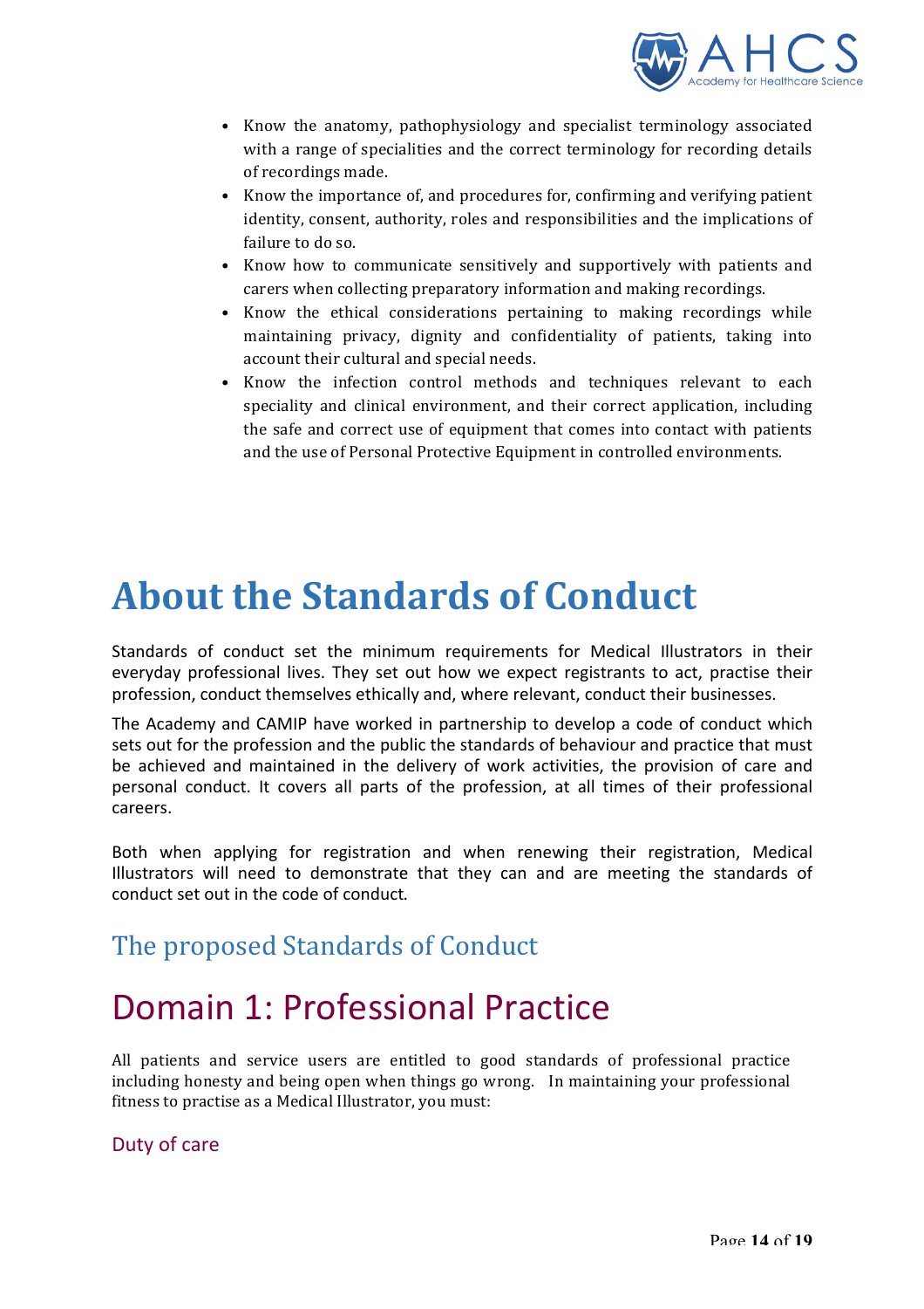- Know the anatomy, pathophysiology and specialist terminology associated with a range of specialities and the correct terminology for recording details of recordings made.
- Know the importance of, and procedures for, confirming and verifying patient identity, consent, authority, roles and responsibilities and the implications of failure to do so.
- Know how to communicate sensitively and supportively with patients and carers when collecting preparatory information and making recordings.
- Know the ethical considerations pertaining to making recordings while maintaining privacy, dignity and confidentiality of patients, taking into account their cultural and special needs.
- Know the infection control methods and techniques relevant to each speciality and clinical environment, and their correct application, including the safe and correct use of equipment that comes into contact with patients and the use of Personal Protective Equipment in controlled environments.

# About the Standards of Conduct

Standards of conduct set the minimum requirements for Medical Illustrators in their everyday professional lives. They set out how we expect registrants to act, practise their profession, conduct themselves ethically and, where relevant, conduct their businesses.

The Academy and CAMIP have worked in partnership to develop a code of conduct which sets out for the profession and the public the standards of behaviour and practice that must be achieved and maintained in the delivery of work activities, the provision of care and personal conduct. It covers all parts of the profession, at all times of their professional careers.

Both when applying for registration and when renewing their registration, Medical Illustrators will need to demonstrate that they can and are meeting the standards of conduct set out in the code of conduct.

## The proposed Standards of Conduct

# Domain 1: Professional Practice

All patients and service users are entitled to good standards of professional practice including honesty and being open when things go wrong. In maintaining your professional fitness to practise as a Medical Illustrator, you must:

### Duty of care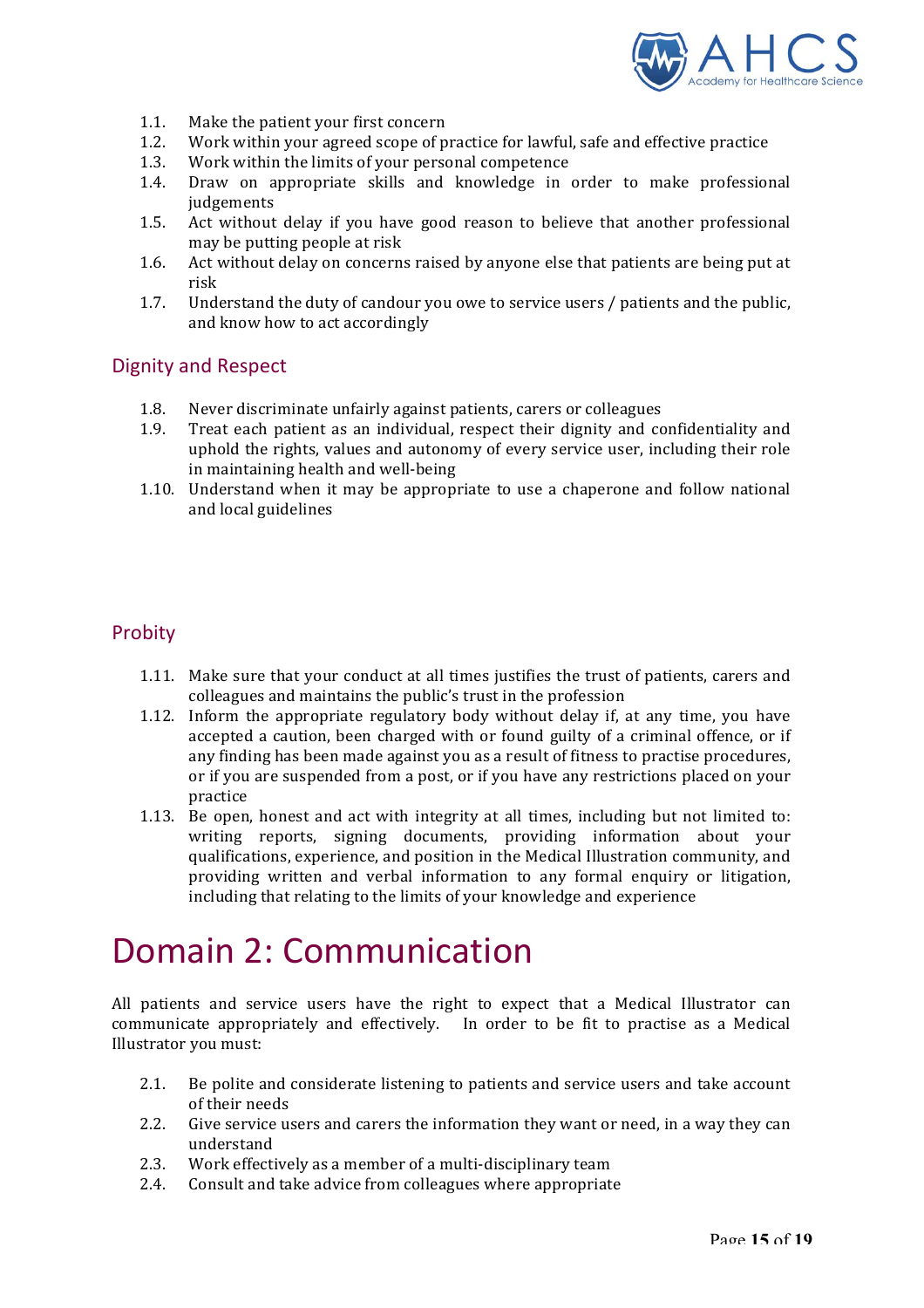1.1. Make the patient your first concern
1.2. Work within your agreed scope of practice for lawful, safe and effective practice
1.3. Work within the limits of your personal competence
1.4. Draw on appropriate skills and knowledge in order to make professional judgements
1.5. Act without delay if you have good reason to believe that another professional may be putting people at risk
1.6. Act without delay on concerns raised by anyone else that patients are being put at risk
1.7. Understand the duty of candour you owe to service users / patients and the public, and know how to act accordingly

## Dignity and Respect

1.8. Never discriminate unfairly against patients, carers or colleagues
1.9. Treat each patient as an individual, respect their dignity and confidentiality and uphold the rights, values and autonomy of every service user, including their role in maintaining health and well-being
1.10. Understand when it may be appropriate to use a chaperone and follow national and local guidelines

## Probity

1.11. Make sure that your conduct at all times justifies the trust of patients, carers and colleagues and maintains the public's trust in the profession
1.12. Inform the appropriate regulatory body without delay if, at any time, you have accepted a caution, been charged with or found guilty of a criminal offence, or if any finding has been made against you as a result of fitness to practise procedures, or if you are suspended from a post, or if you have any restrictions placed on your practice
1.13. Be open, honest and act with integrity at all times, including but not limited to: writing reports, signing documents, providing information about your qualifications, experience, and position in the Medical Illustration community, and providing written and verbal information to any formal enquiry or litigation, including that relating to the limits of your knowledge and experience

# Domain 2: Communication

All patients and service users have the right to expect that a Medical Illustrator can communicate appropriately and effectively. In order to be fit to practise as a Medical Illustrator you must:

2.1. Be polite and considerate listening to patients and service users and take account of their needs
2.2. Give service users and carers the information they want or need, in a way they can understand
2.3. Work effectively as a member of a multi-disciplinary team
2.4. Consult and take advice from colleagues where appropriate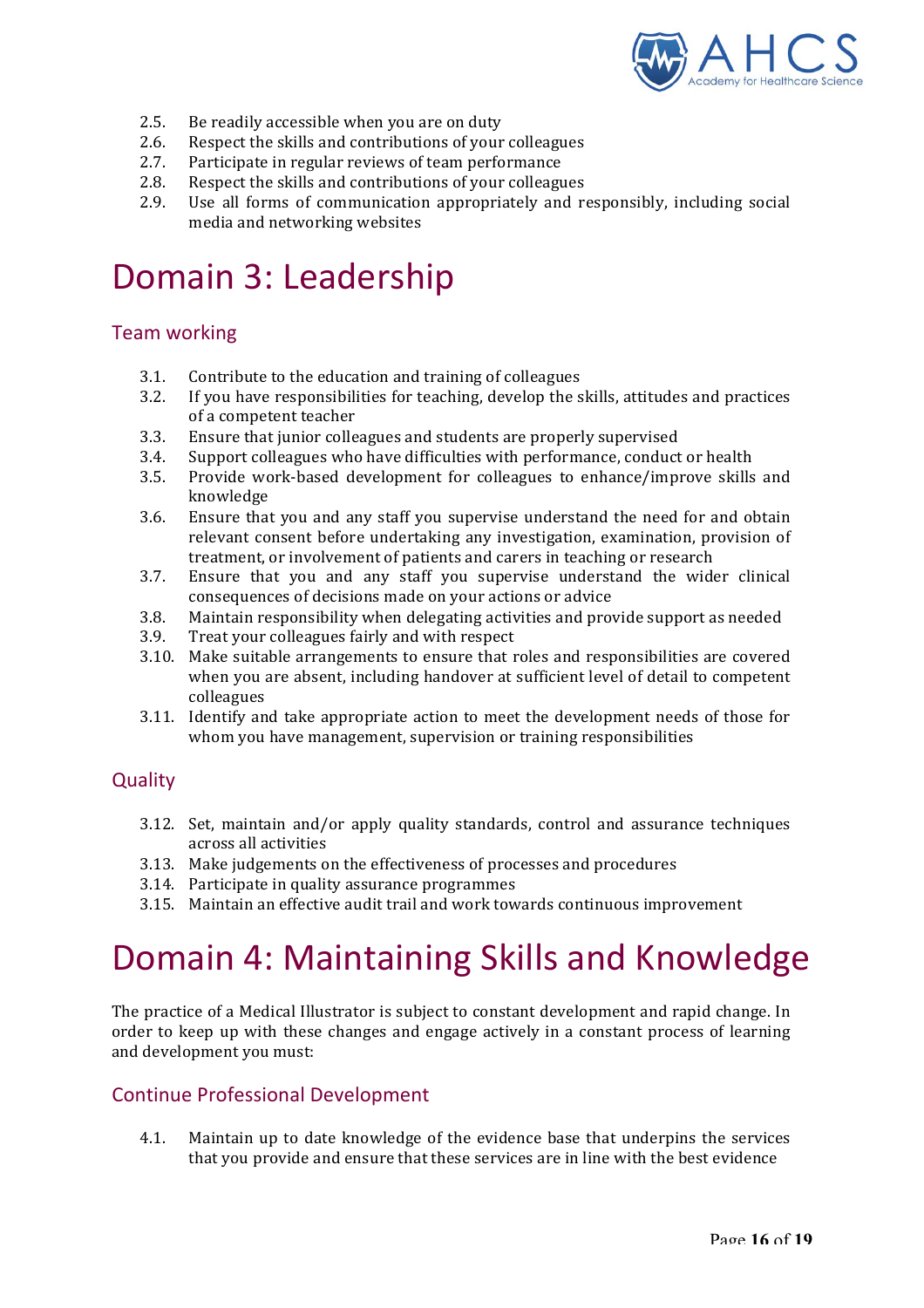2.5. Be readily accessible when you are on duty
2.6. Respect the skills and contributions of your colleagues
2.7. Participate in regular reviews of team performance
2.8. Respect the skills and contributions of your colleagues
2.9. Use all forms of communication appropriately and responsibly, including social media and networking websites

# Domain 3: Leadership

## Team working

3.1. Contribute to the education and training of colleagues
3.2. If you have responsibilities for teaching, develop the skills, attitudes and practices of a competent teacher
3.3. Ensure that junior colleagues and students are properly supervised
3.4. Support colleagues who have difficulties with performance, conduct or health
3.5. Provide work-based development for colleagues to enhance/improve skills and knowledge
3.6. Ensure that you and any staff you supervise understand the need for and obtain relevant consent before undertaking any investigation, examination, provision of treatment, or involvement of patients and carers in teaching or research
3.7. Ensure that you and any staff you supervise understand the wider clinical consequences of decisions made on your actions or advice
3.8. Maintain responsibility when delegating activities and provide support as needed
3.9. Treat your colleagues fairly and with respect
3.10. Make suitable arrangements to ensure that roles and responsibilities are covered when you are absent, including handover at sufficient level of detail to competent colleagues
3.11. Identify and take appropriate action to meet the development needs of those for whom you have management, supervision or training responsibilities

## Quality

3.12. Set, maintain and/or apply quality standards, control and assurance techniques across all activities
3.13. Make judgements on the effectiveness of processes and procedures
3.14. Participate in quality assurance programmes
3.15. Maintain an effective audit trail and work towards continuous improvement

# Domain 4: Maintaining Skills and Knowledge

The practice of a Medical Illustrator is subject to constant development and rapid change. In order to keep up with these changes and engage actively in a constant process of learning and development you must:

## Continue Professional Development

4.1. Maintain up to date knowledge of the evidence base that underpins the services that you provide and ensure that these services are in line with the best evidence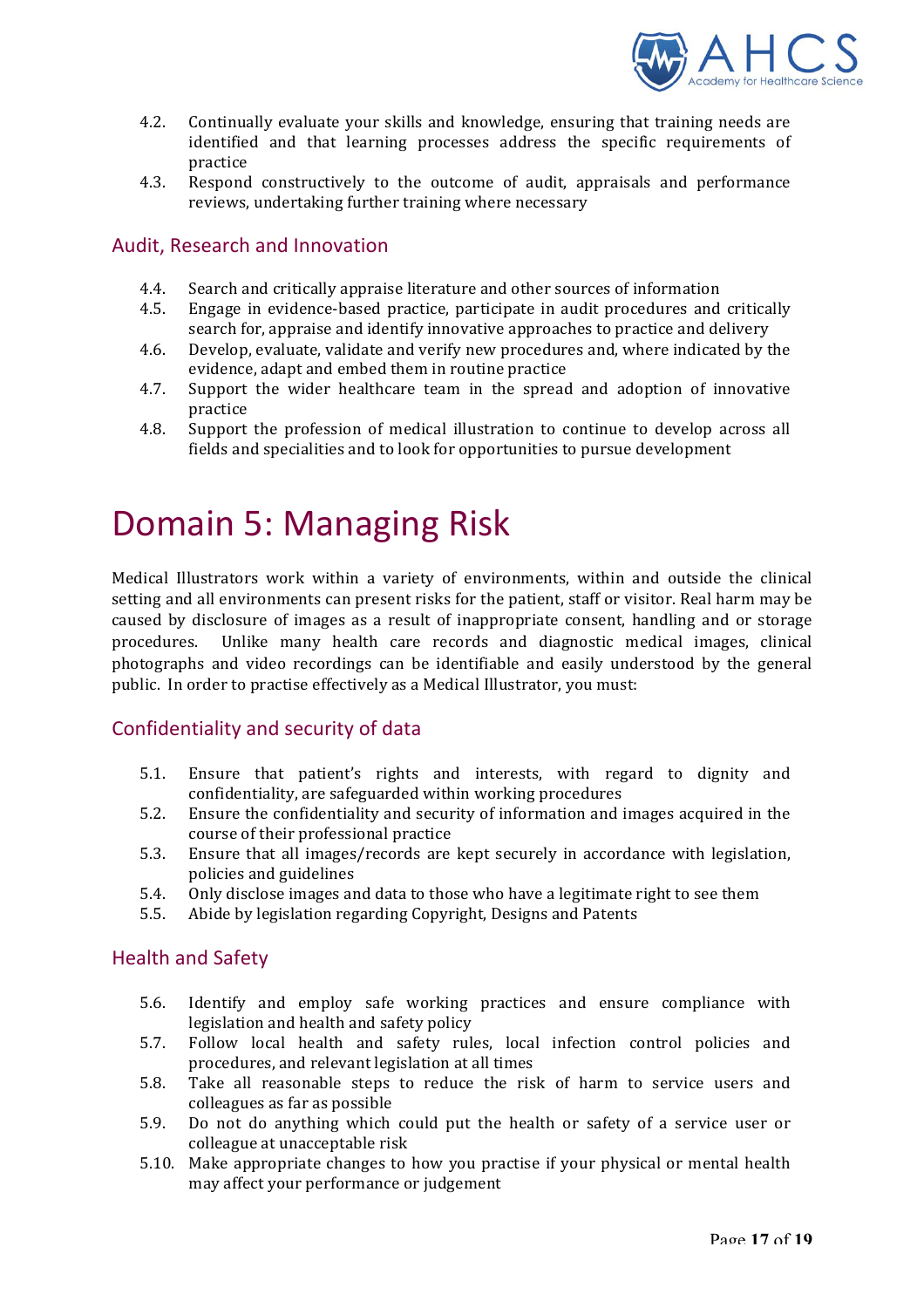4.2. Continually evaluate your skills and knowledge, ensuring that training needs are identified and that learning processes address the specific requirements of practice
4.3. Respond constructively to the outcome of audit, appraisals and performance reviews, undertaking further training where necessary

## Audit, Research and Innovation

4.4. Search and critically appraise literature and other sources of information
4.5. Engage in evidence-based practice, participate in audit procedures and critically search for, appraise and identify innovative approaches to practice and delivery
4.6. Develop, evaluate, validate and verify new procedures and, where indicated by the evidence, adapt and embed them in routine practice
4.7. Support the wider healthcare team in the spread and adoption of innovative practice
4.8. Support the profession of medical illustration to continue to develop across all fields and specialities and to look for opportunities to pursue development

# Domain 5: Managing Risk

Medical Illustrators work within a variety of environments, within and outside the clinical setting and all environments can present risks for the patient, staff or visitor. Real harm may be caused by disclosure of images as a result of inappropriate consent, handling and or storage procedures. Unlike many health care records and diagnostic medical images, clinical photographs and video recordings can be identifiable and easily understood by the general public. In order to practise effectively as a Medical Illustrator, you must:

## Confidentiality and security of data

5.1. Ensure that patient's rights and interests, with regard to dignity and confidentiality, are safeguarded within working procedures
5.2. Ensure the confidentiality and security of information and images acquired in the course of their professional practice
5.3. Ensure that all images/records are kept securely in accordance with legislation, policies and guidelines
5.4. Only disclose images and data to those who have a legitimate right to see them
5.5. Abide by legislation regarding Copyright, Designs and Patents

## Health and Safety

5.6. Identify and employ safe working practices and ensure compliance with legislation and health and safety policy
5.7. Follow local health and safety rules, local infection control policies and procedures, and relevant legislation at all times
5.8. Take all reasonable steps to reduce the risk of harm to service users and colleagues as far as possible
5.9. Do not do anything which could put the health or safety of a service user or colleague at unacceptable risk
5.10. Make appropriate changes to how you practise if your physical or mental health may affect your performance or judgement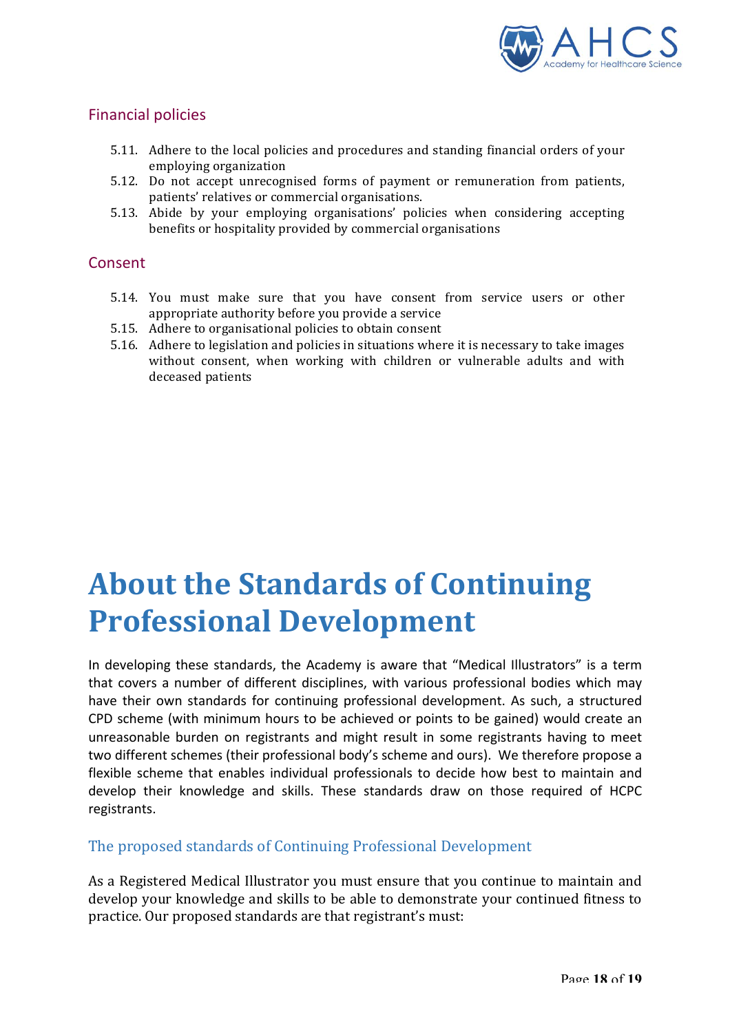### Financial policies

5.11. Adhere to the local policies and procedures and standing financial orders of your employing organization
5.12. Do not accept unrecognised forms of payment or remuneration from patients, patients' relatives or commercial organisations.
5.13. Abide by your employing organisations' policies when considering accepting benefits or hospitality provided by commercial organisations

### Consent

5.14. You must make sure that you have consent from service users or other appropriate authority before you provide a service
5.15. Adhere to organisational policies to obtain consent
5.16. Adhere to legislation and policies in situations where it is necessary to take images without consent, when working with children or vulnerable adults and with deceased patients

# About the Standards of Continuing Professional Development

In developing these standards, the Academy is aware that "Medical Illustrators" is a term that covers a number of different disciplines, with various professional bodies which may have their own standards for continuing professional development. As such, a structured CPD scheme (with minimum hours to be achieved or points to be gained) would create an unreasonable burden on registrants and might result in some registrants having to meet two different schemes (their professional body's scheme and ours). We therefore propose a flexible scheme that enables individual professionals to decide how best to maintain and develop their knowledge and skills. These standards draw on those required of HCPC registrants.

## The proposed standards of Continuing Professional Development

As a Registered Medical Illustrator you must ensure that you continue to maintain and develop your knowledge and skills to be able to demonstrate your continued fitness to practice. Our proposed standards are that registrant's must: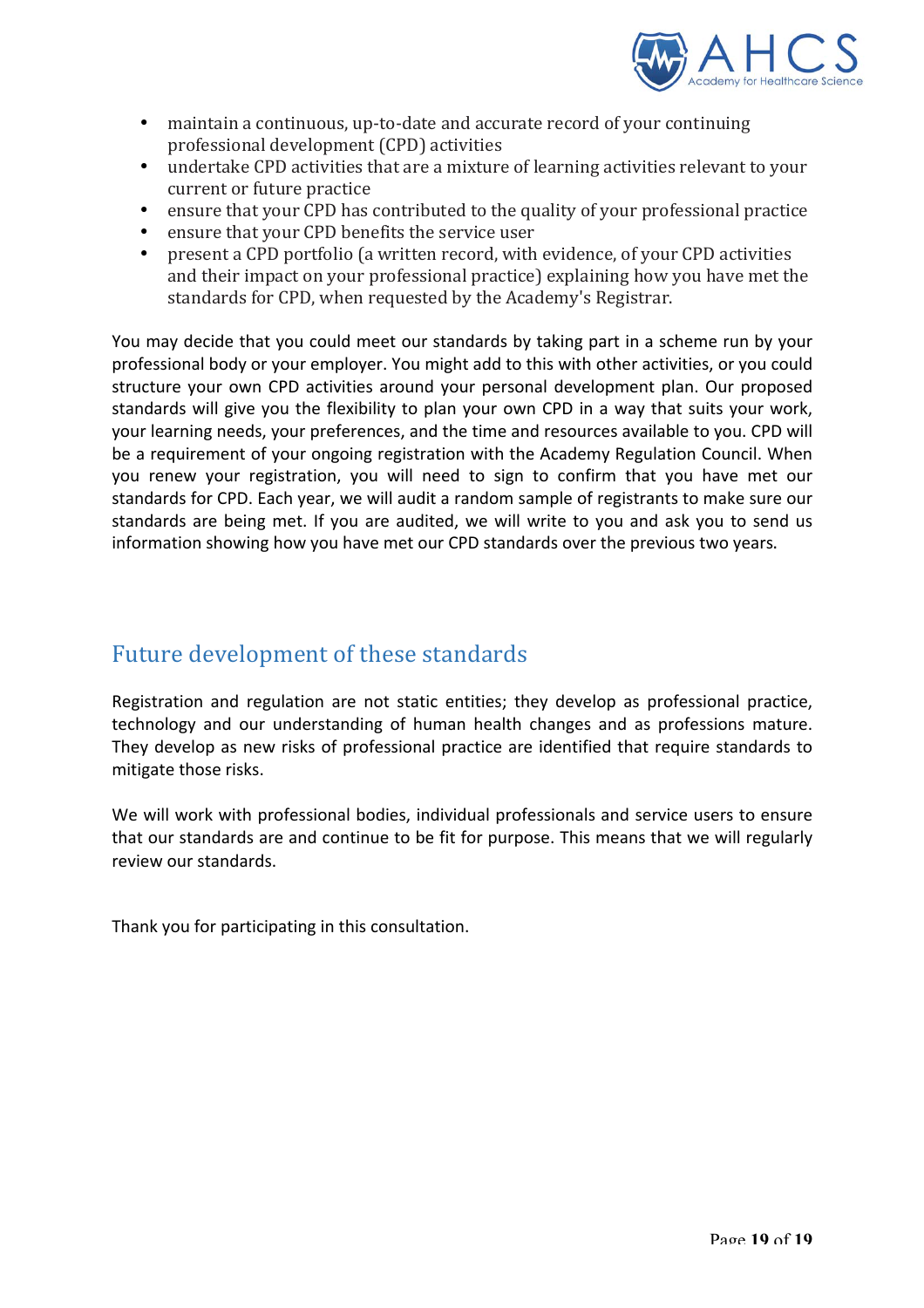- maintain a continuous, up-to-date and accurate record of your continuing professional development (CPD) activities
- undertake CPD activities that are a mixture of learning activities relevant to your current or future practice
- ensure that your CPD has contributed to the quality of your professional practice
- ensure that your CPD benefits the service user
- present a CPD portfolio (a written record, with evidence, of your CPD activities and their impact on your professional practice) explaining how you have met the standards for CPD, when requested by the Academy's Registrar.

You may decide that you could meet our standards by taking part in a scheme run by your professional body or your employer. You might add to this with other activities, or you could structure your own CPD activities around your personal development plan. Our proposed standards will give you the flexibility to plan your own CPD in a way that suits your work, your learning needs, your preferences, and the time and resources available to you. CPD will be a requirement of your ongoing registration with the Academy Regulation Council. When you renew your registration, you will need to sign to confirm that you have met our standards for CPD. Each year, we will audit a random sample of registrants to make sure our standards are being met. If you are audited, we will write to you and ask you to send us information showing how you have met our CPD standards over the previous two years.

## Future development of these standards

Registration and regulation are not static entities; they develop as professional practice, technology and our understanding of human health changes and as professions mature. They develop as new risks of professional practice are identified that require standards to mitigate those risks.

We will work with professional bodies, individual professionals and service users to ensure that our standards are and continue to be fit for purpose. This means that we will regularly review our standards.

Thank you for participating in this consultation.